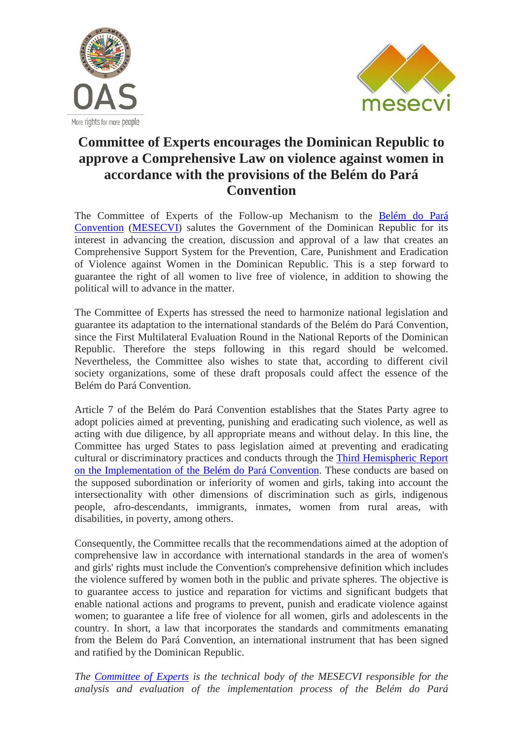# Committee of Experts encourages the Dominican Republic to approve a Comprehensive Law on violence against women in accordance with the provisions of the Belém do Pará Convention

The Committee of Experts of the Follow-up Mechanism to the Belém do Pará Convention (MESECVI) salutes the Government of the Dominican Republic for its interest in advancing the creation, discussion and approval of a law that creates an Comprehensive Support System for the Prevention, Care, Punishment and Eradication of Violence against Women in the Dominican Republic. This is a step forward to guarantee the right of all women to live free of violence, in addition to showing the political will to advance in the matter.

The Committee of Experts has stressed the need to harmonize national legislation and guarantee its adaptation to the international standards of the Belém do Pará Convention, since the First Multilateral Evaluation Round in the National Reports of the Dominican Republic. Therefore the steps following in this regard should be welcomed. Nevertheless, the Committee also wishes to state that, according to different civil society organizations, some of these draft proposals could affect the essence of the Belém do Pará Convention.

Article 7 of the Belém do Pará Convention establishes that the States Party agree to adopt policies aimed at preventing, punishing and eradicating such violence, as well as acting with due diligence, by all appropriate means and without delay. In this line, the Committee has urged States to pass legislation aimed at preventing and eradicating cultural or discriminatory practices and conducts through the Third Hemispheric Report on the Implementation of the Belém do Pará Convention. These conducts are based on the supposed subordination or inferiority of women and girls, taking into account the intersectionality with other dimensions of discrimination such as girls, indigenous people, afro-descendants, immigrants, inmates, women from rural areas, with disabilities, in poverty, among others.

Consequently, the Committee recalls that the recommendations aimed at the adoption of comprehensive law in accordance with international standards in the area of women's and girls' rights must include the Convention's comprehensive definition which includes the violence suffered by women both in the public and private spheres. The objective is to guarantee access to justice and reparation for victims and significant budgets that enable national actions and programs to prevent, punish and eradicate violence against women; to guarantee a life free of violence for all women, girls and adolescents in the country. In short, a law that incorporates the standards and commitments emanating from the Belem do Pará Convention, an international instrument that has been signed and ratified by the Dominican Republic.

*The Committee of Experts is the technical body of the MESECVI responsible for the analysis and evaluation of the implementation process of the Belém do Pará*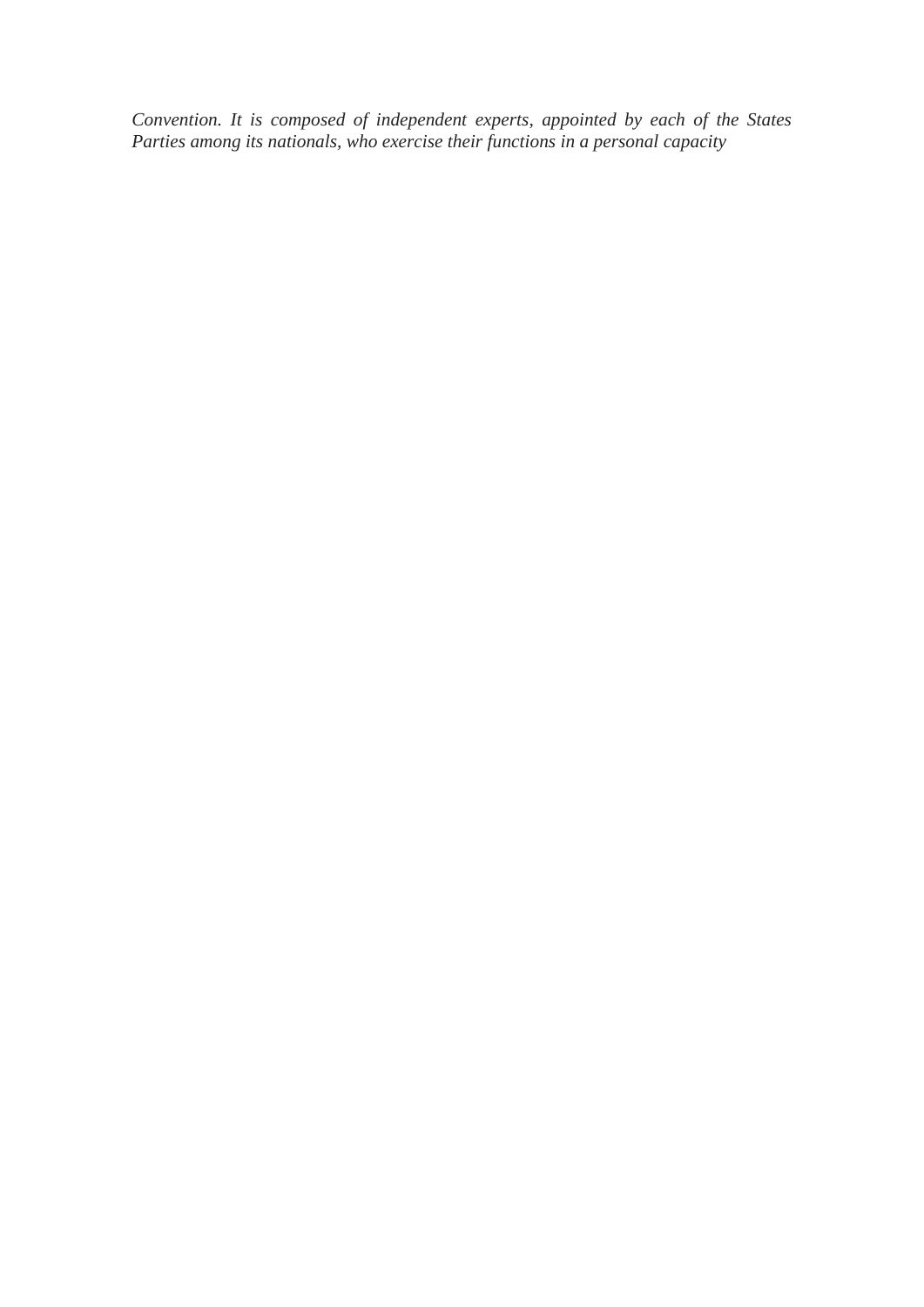*Convention. It is composed of independent experts, appointed by each of the States Parties among its nationals, who exercise their functions in a personal capacity*